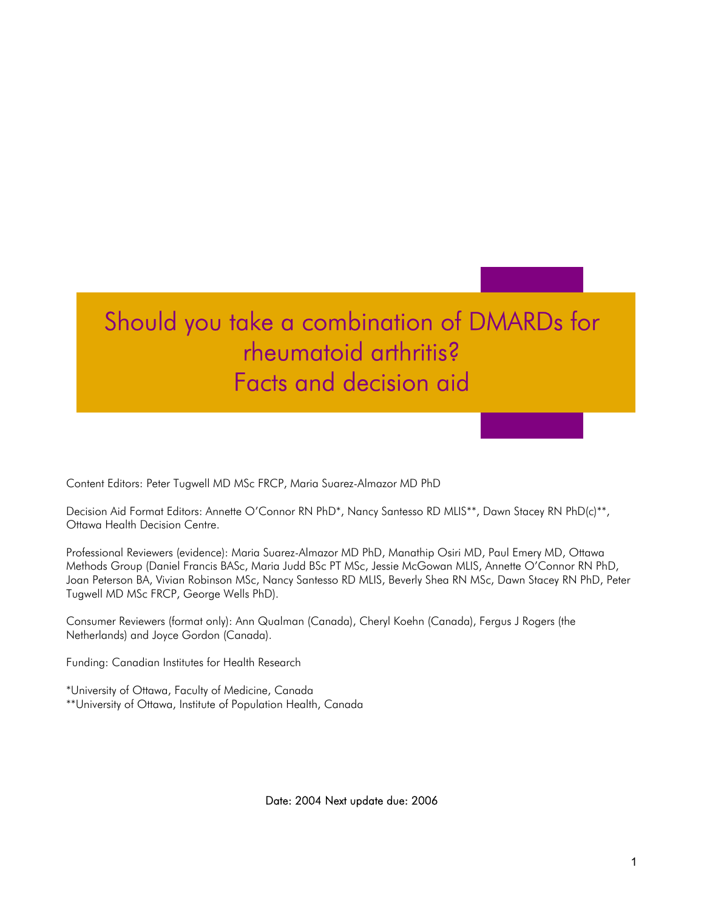# Should you take a combination of DMARDs for rheumatoid arthritis? Facts and decision aid

Content Editors: Peter Tugwell MD MSc FRCP, Maria Suarez-Almazor MD PhD

Decision Aid Format Editors: Annette O'Connor RN PhD*, Nancy Santesso RD MLIS**, Dawn Stacey RN PhD(c)**, Ottawa Health Decision Centre.

Professional Reviewers (evidence): Maria Suarez-Almazor MD PhD, Manathip Osiri MD, Paul Emery MD, Ottawa Methods Group (Daniel Francis BASc, Maria Judd BSc PT MSc, Jessie McGowan MLIS, Annette O'Connor RN PhD, Joan Peterson BA, Vivian Robinson MSc, Nancy Santesso RD MLIS, Beverly Shea RN MSc, Dawn Stacey RN PhD, Peter Tugwell MD MSc FRCP, George Wells PhD).

Consumer Reviewers (format only): Ann Qualman (Canada), Cheryl Koehn (Canada), Fergus J Rogers (the Netherlands) and Joyce Gordon (Canada).

Funding: Canadian Institutes for Health Research

*University of Ottawa, Faculty of Medicine, Canada
**University of Ottawa, Institute of Population Health, Canada

Date: 2004 Next update due: 2006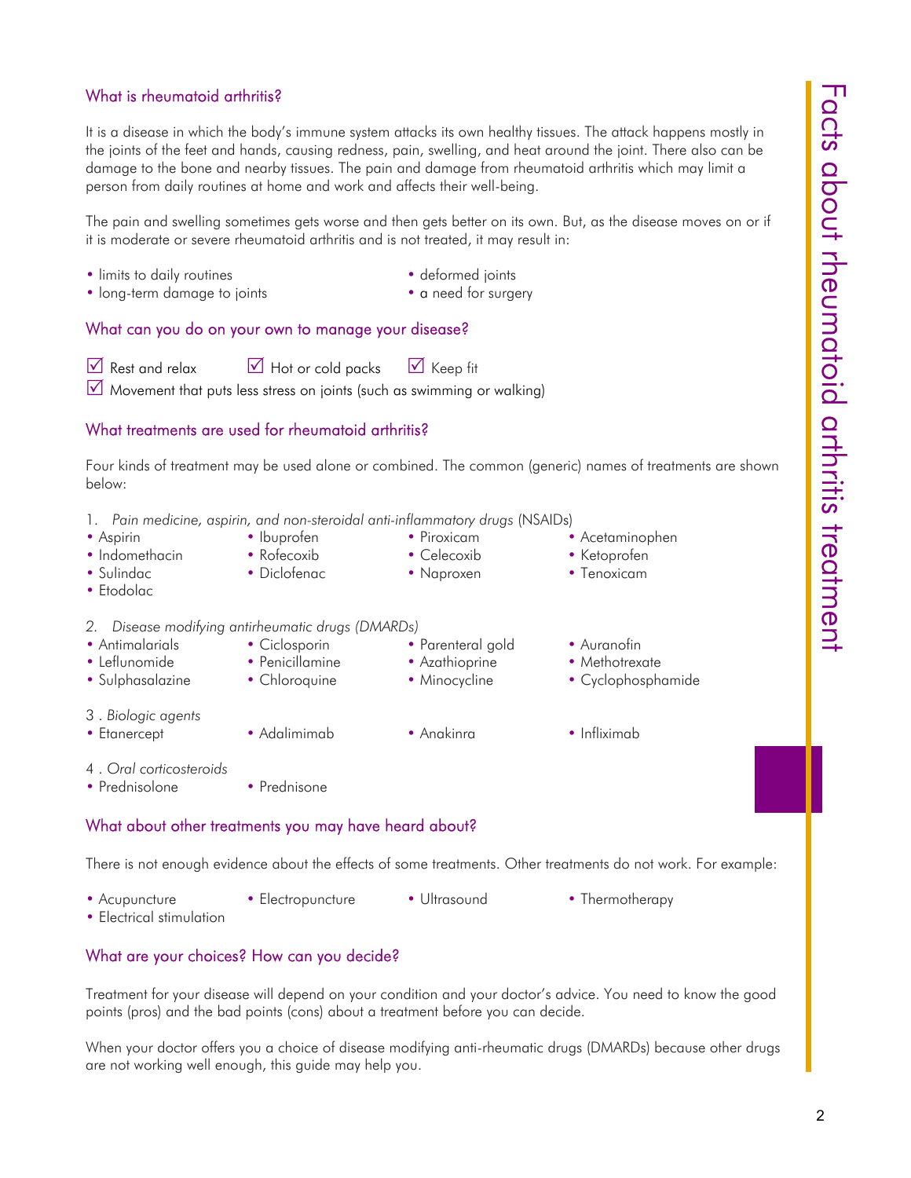## What is rheumatoid arthritis?

It is a disease in which the body's immune system attacks its own healthy tissues. The attack happens mostly in the joints of the feet and hands, causing redness, pain, swelling, and heat around the joint. There also can be damage to the bone and nearby tissues. The pain and damage from rheumatoid arthritis which may limit a person from daily routines at home and work and affects their well-being.

The pain and swelling sometimes gets worse and then gets better on its own. But, as the disease moves on or if it is moderate or severe rheumatoid arthritis and is not treated, it may result in:

- limits to daily routines
- long-term damage to joints
- deformed joints
- a need for surgery

## What can you do on your own to manage your disease?

☑ Rest and relax ☑ Hot or cold packs ☑ Keep fit

☑ Movement that puts less stress on joints (such as swimming or walking)

## What treatments are used for rheumatoid arthritis?

Four kinds of treatment may be used alone or combined. The common (generic) names of treatments are shown below:

1. *Pain medicine, aspirin, and non-steroidal anti-inflammatory drugs* (NSAIDs)

- Aspirin
- Ibuprofen
- Piroxicam
- Acetaminophen
- Indomethacin
- Rofecoxib
- Celecoxib
- Ketoprofen
- Sulindac
- Diclofenac
- Naproxen
- Tenoxicam
- Etodolac

2. *Disease modifying antirheumatic drugs (DMARDs)*

- Antimalarials
- Ciclosporin
- Parenteral gold
- Auranofin
- Leflunomide
- Penicillamine
- Azathioprine
- Methotrexate
- Sulphasalazine
- Chloroquine
- Minocycline
- Cyclophosphamide

3. *Biologic agents*

- Etanercept
- Adalimimab
- Anakinra
- Infliximab

4. *Oral corticosteroids*

- Prednisolone
- Prednisone

## What about other treatments you may have heard about?

There is not enough evidence about the effects of some treatments. Other treatments do not work. For example:

- Acupuncture
- Electropuncture
- Ultrasound
- Thermotherapy
- Electrical stimulation

## What are your choices? How can you decide?

Treatment for your disease will depend on your condition and your doctor's advice. You need to know the good points (pros) and the bad points (cons) about a treatment before you can decide.

When your doctor offers you a choice of disease modifying anti-rheumatic drugs (DMARDs) because other drugs are not working well enough, this guide may help you.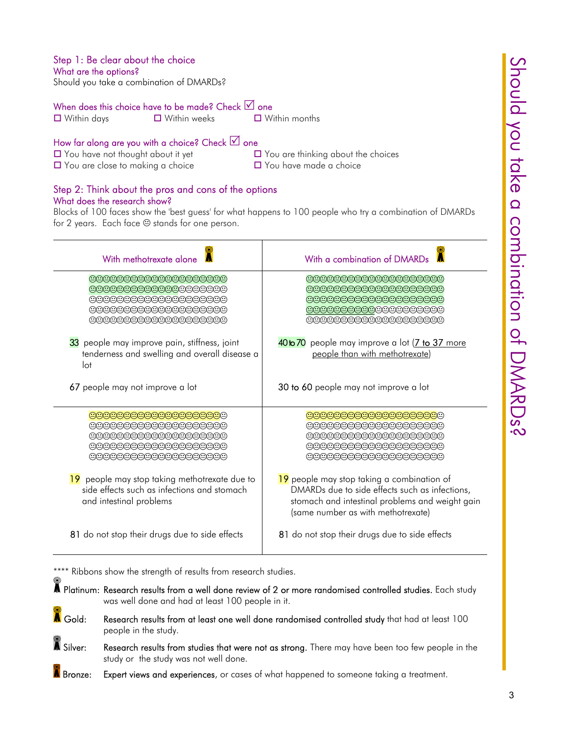## Step 1: Be clear about the choice

### What are the options?

Should you take a combination of DMARDs?

**When does this choice have to be made? Check ☑ one**

☐ Within days ☐ Within weeks ☐ Within months

**How far along are you with a choice? Check ☑ one**

☐ You have not thought about it yet ☐ You are thinking about the choices
☐ You are close to making a choice ☐ You have made a choice

## Step 2: Think about the pros and cons of the options

### What does the research show?

Blocks of 100 faces show the 'best guess' for what happens to 100 people who try a combination of DMARDs for 2 years. Each face ☺ stands for one person.

| With methotrexate alone (Gold ribbon) | With a combination of DMARDs (Gold ribbon) |
|---|---|
| 33 people may improve pain, stiffness, joint tenderness and swelling and overall disease a lot | 40 to 70 people may improve a lot (7 to 37 more people than with methotrexate) |
| 67 people may not improve a lot | 30 to 60 people may not improve a lot |
| 19 people may stop taking methotrexate due to side effects such as infections and stomach and intestinal problems | 19 people may stop taking a combination of DMARDs due to side effects such as infections, stomach and intestinal problems and weight gain (same number as with methotrexate) |
| 81 do not stop their drugs due to side effects | 81 do not stop their drugs due to side effects |

**** Ribbons show the strength of results from research studies.

- **Platinum:** **Research results from a well done review of 2 or more randomised controlled studies.** Each study was well done and had at least 100 people in it.
- **Gold:** **Research results from at least one well done randomised controlled study** that had at least 100 people in the study.
- **Silver:** **Research results from studies that were not as strong.** There may have been too few people in the study or the study was not well done.
- **Bronze:** **Expert views and experiences**, or cases of what happened to someone taking a treatment.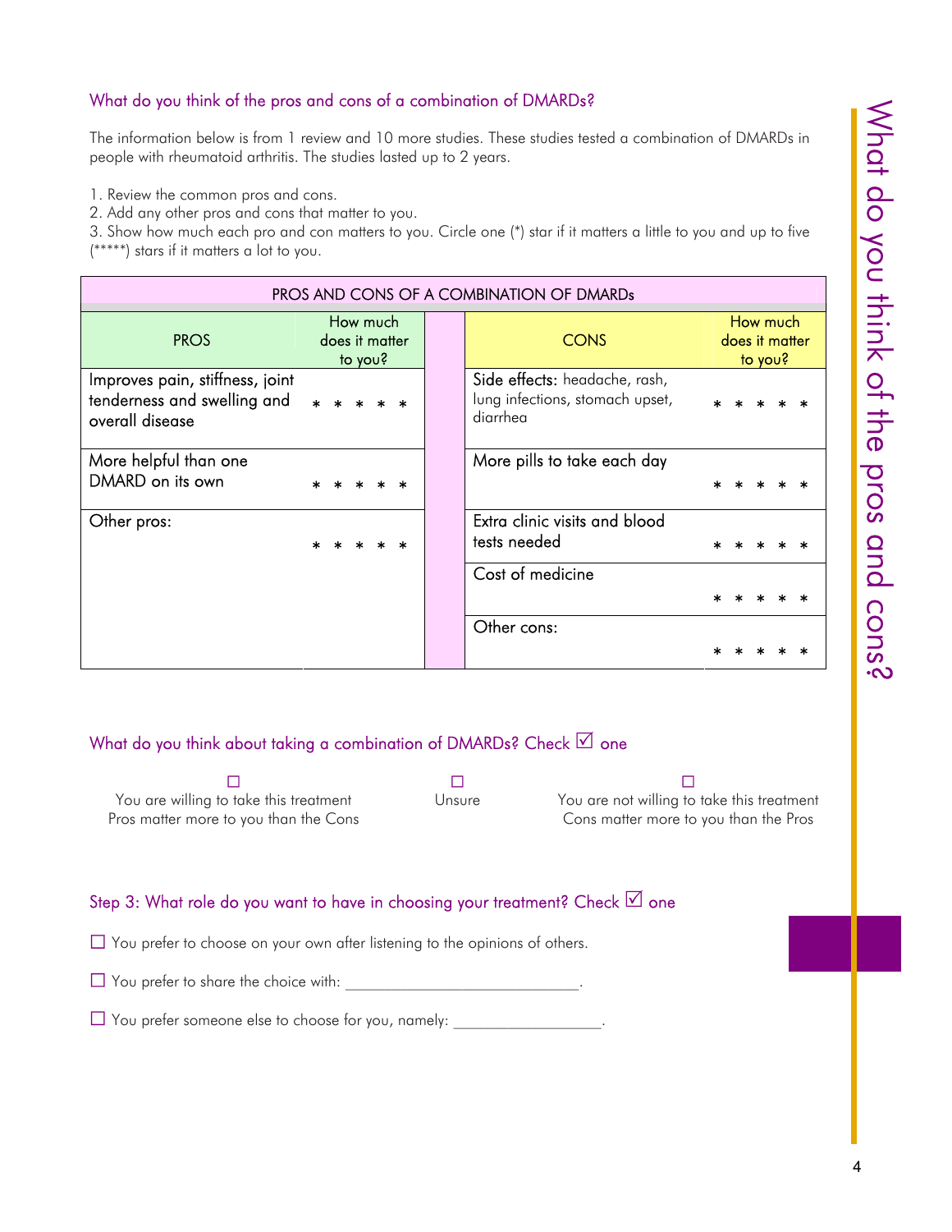## What do you think of the pros and cons of a combination of DMARDs?

The information below is from 1 review and 10 more studies. These studies tested a combination of DMARDs in people with rheumatoid arthritis. The studies lasted up to 2 years.

1. Review the common pros and cons.
2. Add any other pros and cons that matter to you.
3. Show how much each pro and con matters to you. Circle one (*) star if it matters a little to you and up to five (*****) stars if it matters a lot to you.

| PROS AND CONS OF A COMBINATION OF DMARDs | | | |
|---|---|---|---|
| **PROS** | **How much does it matter to you?** | **CONS** | **How much does it matter to you?** |
| Improves pain, stiffness, joint tenderness and swelling and overall disease | * * * * * | **Side effects:** headache, rash, lung infections, stomach upset, diarrhea | * * * * * |
| More helpful than one DMARD on its own | * * * * * | More pills to take each day | * * * * * |
| Other pros: | * * * * * | Extra clinic visits and blood tests needed | * * * * * |
| | | Cost of medicine | * * * * * |
| | | Other cons: | * * * * * |

## What do you think about taking a combination of DMARDs? Check ☑ one

- ☐ You are willing to take this treatment  
  Pros matter more to you than the Cons
- ☐ Unsure
- ☐ You are not willing to take this treatment  
  Cons matter more to you than the Pros

## Step 3: What role do you want to have in choosing your treatment? Check ☑ one

☐ You prefer to choose on your own after listening to the opinions of others.

☐ You prefer to share the choice with: ______________________________.

☐ You prefer someone else to choose for you, namely: ___________________.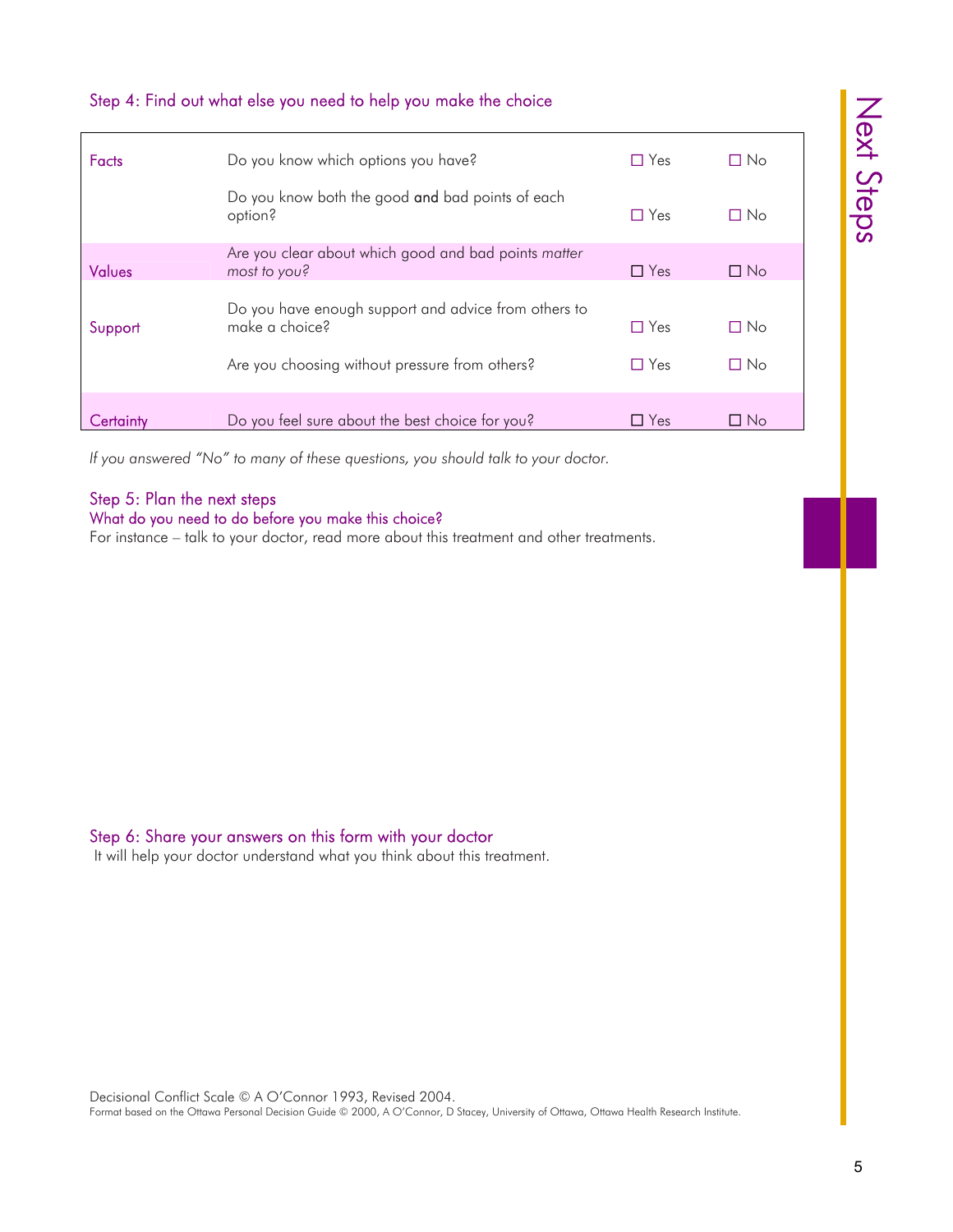## Step 4: Find out what else you need to help you make the choice

| | | | |
|---|---|---|---|
| Facts | Do you know which options you have? | ☐ Yes | ☐ No |
| | Do you know both the good **and** bad points of each option? | ☐ Yes | ☐ No |
| Values | Are you clear about which good and bad points *matter most to you?* | ☐ Yes | ☐ No |
| Support | Do you have enough support and advice from others to make a choice? | ☐ Yes | ☐ No |
| | Are you choosing without pressure from others? | ☐ Yes | ☐ No |
| Certainty | Do you feel sure about the best choice for you? | ☐ Yes | ☐ No |

*If you answered "No" to many of these questions, you should talk to your doctor.*

## Step 5: Plan the next steps

### What do you need to do before you make this choice?

For instance – talk to your doctor, read more about this treatment and other treatments.

## Step 6: Share your answers on this form with your doctor

It will help your doctor understand what you think about this treatment.

Next Steps

Decisional Conflict Scale © A O'Connor 1993, Revised 2004.
Format based on the Ottawa Personal Decision Guide © 2000, A O'Connor, D Stacey, University of Ottawa, Ottawa Health Research Institute.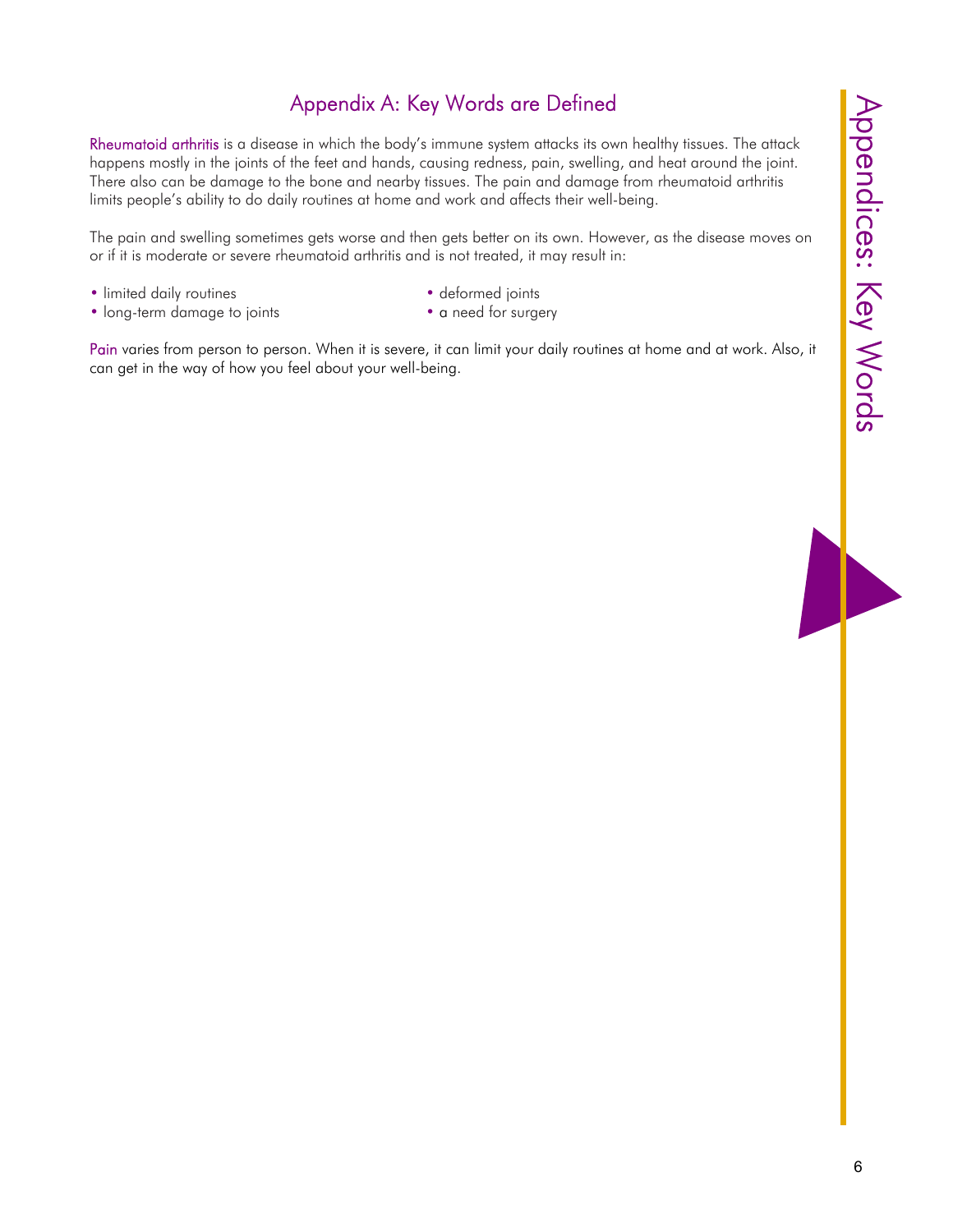# Appendix A: Key Words are Defined

**Rheumatoid arthritis** is a disease in which the body's immune system attacks its own healthy tissues. The attack happens mostly in the joints of the feet and hands, causing redness, pain, swelling, and heat around the joint. There also can be damage to the bone and nearby tissues. The pain and damage from rheumatoid arthritis limits people's ability to do daily routines at home and work and affects their well-being.

The pain and swelling sometimes gets worse and then gets better on its own. However, as the disease moves on or if it is moderate or severe rheumatoid arthritis and is not treated, it may result in:

- limited daily routines
- long-term damage to joints
- deformed joints
- a need for surgery

**Pain** varies from person to person. When it is severe, it can limit your daily routines at home and at work. Also, it can get in the way of how you feel about your well-being.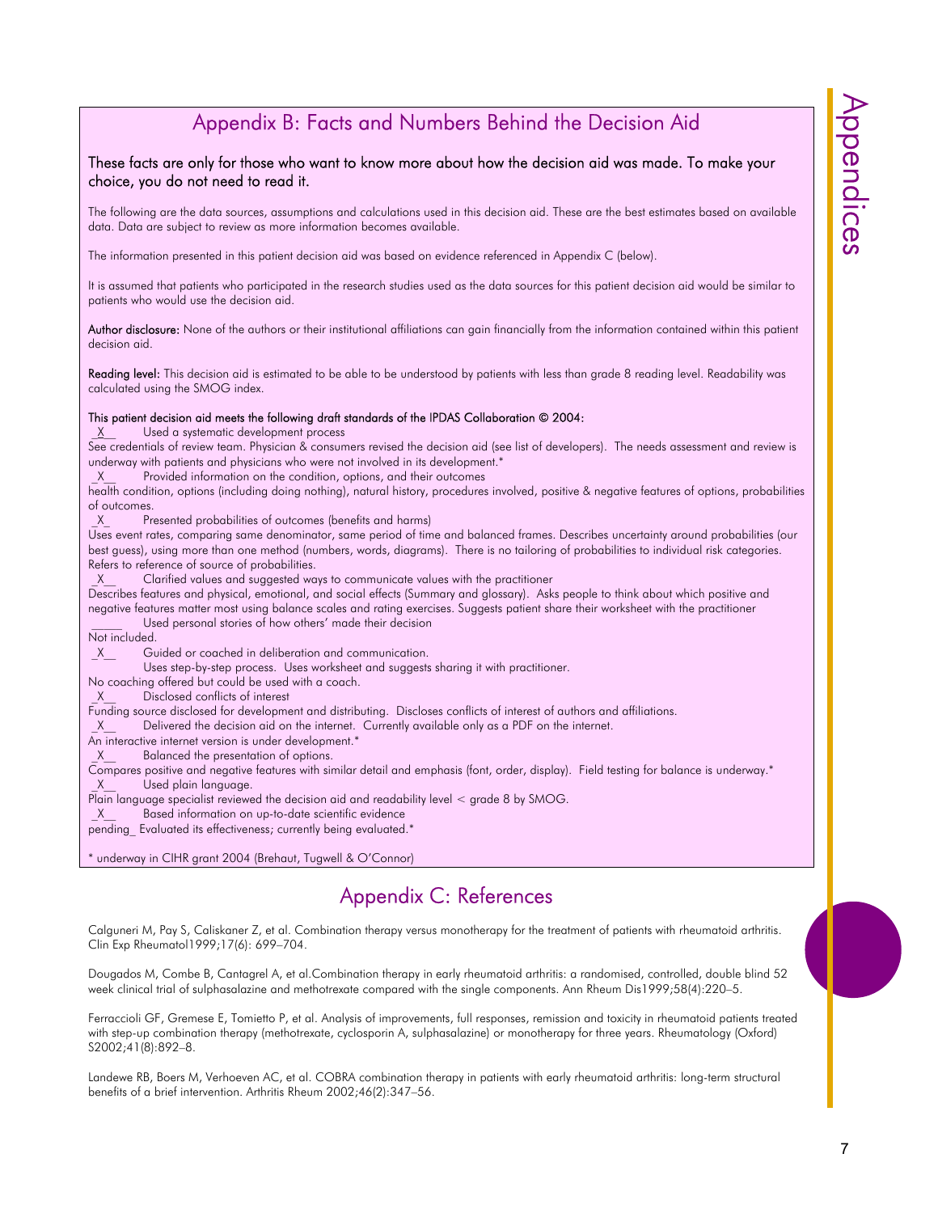## Appendix B: Facts and Numbers Behind the Decision Aid

**These facts are only for those who want to know more about how the decision aid was made. To make your choice, you do not need to read it.**

The following are the data sources, assumptions and calculations used in this decision aid. These are the best estimates based on available data. Data are subject to review as more information becomes available.

The information presented in this patient decision aid was based on evidence referenced in Appendix C (below).

It is assumed that patients who participated in the research studies used as the data sources for this patient decision aid would be similar to patients who would use the decision aid.

**Author disclosure:** None of the authors or their institutional affiliations can gain financially from the information contained within this patient decision aid.

**Reading level:** This decision aid is estimated to be able to be understood by patients with less than grade 8 reading level. Readability was calculated using the SMOG index.

**This patient decision aid meets the following draft standards of the IPDAS Collaboration © 2004:**

_X__ Used a systematic development process

See credentials of review team. Physician & consumers revised the decision aid (see list of developers). The needs assessment and review is underway with patients and physicians who were not involved in its development.*

_X__ Provided information on the condition, options, and their outcomes

health condition, options (including doing nothing), natural history, procedures involved, positive & negative features of options, probabilities of outcomes.

_X_ Presented probabilities of outcomes (benefits and harms)

Uses event rates, comparing same denominator, same period of time and balanced frames. Describes uncertainty around probabilities (our best guess), using more than one method (numbers, words, diagrams). There is no tailoring of probabilities to individual risk categories. Refers to reference of source of probabilities.

_X__ Clarified values and suggested ways to communicate values with the practitioner

Describes features and physical, emotional, and social effects (Summary and glossary). Asks people to think about which positive and negative features matter most using balance scales and rating exercises. Suggests patient share their worksheet with the practitioner

_____ Used personal stories of how others' made their decision

Not included.

_X__ Guided or coached in deliberation and communication.

Uses step-by-step process. Uses worksheet and suggests sharing it with practitioner.

No coaching offered but could be used with a coach.

_X__ Disclosed conflicts of interest

Funding source disclosed for development and distributing. Discloses conflicts of interest of authors and affiliations.

_X__ Delivered the decision aid on the internet. Currently available only as a PDF on the internet.

An interactive internet version is under development.*

_X__ Balanced the presentation of options.

Compares positive and negative features with similar detail and emphasis (font, order, display). Field testing for balance is underway.*

_X__ Used plain language.

Plain language specialist reviewed the decision aid and readability level < grade 8 by SMOG.

_X__ Based information on up-to-date scientific evidence

pending_ Evaluated its effectiveness; currently being evaluated.*

\* underway in CIHR grant 2004 (Brehaut, Tugwell & O'Connor)

## Appendix C: References

Calguneri M, Pay S, Caliskaner Z, et al. Combination therapy versus monotherapy for the treatment of patients with rheumatoid arthritis. Clin Exp Rheumatol1999;17(6): 699–704.

Dougados M, Combe B, Cantagrel A, et al.Combination therapy in early rheumatoid arthritis: a randomised, controlled, double blind 52 week clinical trial of sulphasalazine and methotrexate compared with the single components. Ann Rheum Dis1999;58(4):220–5.

Ferraccioli GF, Gremese E, Tomietto P, et al. Analysis of improvements, full responses, remission and toxicity in rheumatoid patients treated with step-up combination therapy (methotrexate, cyclosporin A, sulphasalazine) or monotherapy for three years. Rheumatology (Oxford) S2002;41(8):892–8.

Landewe RB, Boers M, Verhoeven AC, et al. COBRA combination therapy in patients with early rheumatoid arthritis: long-term structural benefits of a brief intervention. Arthritis Rheum 2002;46(2):347–56.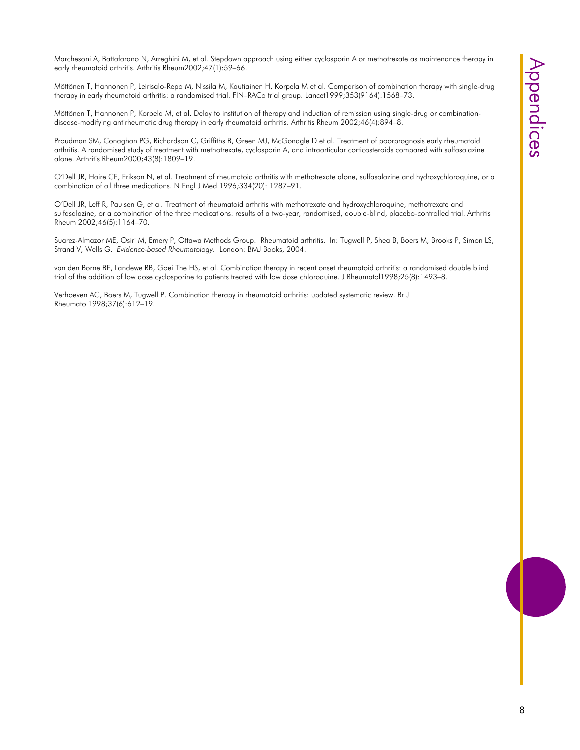Marchesoni A, Battafarano N, Arreghini M, et al. Stepdown approach using either cyclosporin A or methotrexate as maintenance therapy in early rheumatoid arthritis. Arthritis Rheum2002;47(1):59–66.

Möttönen T, Hannonen P, Leirisalo-Repo M, Nissila M, Kautiainen H, Korpela M et al. Comparison of combination therapy with single-drug therapy in early rheumatoid arthritis: a randomised trial. FIN–RACo trial group. Lancet1999;353(9164):1568–73.

Möttönen T, Hannonen P, Korpela M, et al. Delay to institution of therapy and induction of remission using single-drug or combination-disease-modifying antirheumatic drug therapy in early rheumatoid arthritis. Arthritis Rheum 2002;46(4):894–8.

Proudman SM, Conaghan PG, Richardson C, Griffiths B, Green MJ, McGonagle D et al. Treatment of poorprognosis early rheumatoid arthritis. A randomised study of treatment with methotrexate, cyclosporin A, and intraarticular corticosteroids compared with sulfasalazine alone. Arthritis Rheum2000;43(8):1809–19.

O'Dell JR, Haire CE, Erikson N, et al. Treatment of rheumatoid arthritis with methotrexate alone, sulfasalazine and hydroxychloroquine, or a combination of all three medications. N Engl J Med 1996;334(20): 1287–91.

O'Dell JR, Leff R, Paulsen G, et al. Treatment of rheumatoid arthritis with methotrexate and hydroxychloroquine, methotrexate and sulfasalazine, or a combination of the three medications: results of a two-year, randomised, double-blind, placebo-controlled trial. Arthritis Rheum 2002;46(5):1164–70.

Suarez-Almazor ME, Osiri M, Emery P, Ottawa Methods Group. Rheumatoid arthritis. In: Tugwell P, Shea B, Boers M, Brooks P, Simon LS, Strand V, Wells G. *Evidence-based Rheumatology*. London: BMJ Books, 2004.

van den Borne BE, Landewe RB, Goei The HS, et al. Combination therapy in recent onset rheumatoid arthritis: a randomised double blind trial of the addition of low dose cyclosporine to patients treated with low dose chloroquine. J Rheumatol1998;25(8):1493–8.

Verhoeven AC, Boers M, Tugwell P. Combination therapy in rheumatoid arthritis: updated systematic review. Br J Rheumatol1998;37(6):612–19.